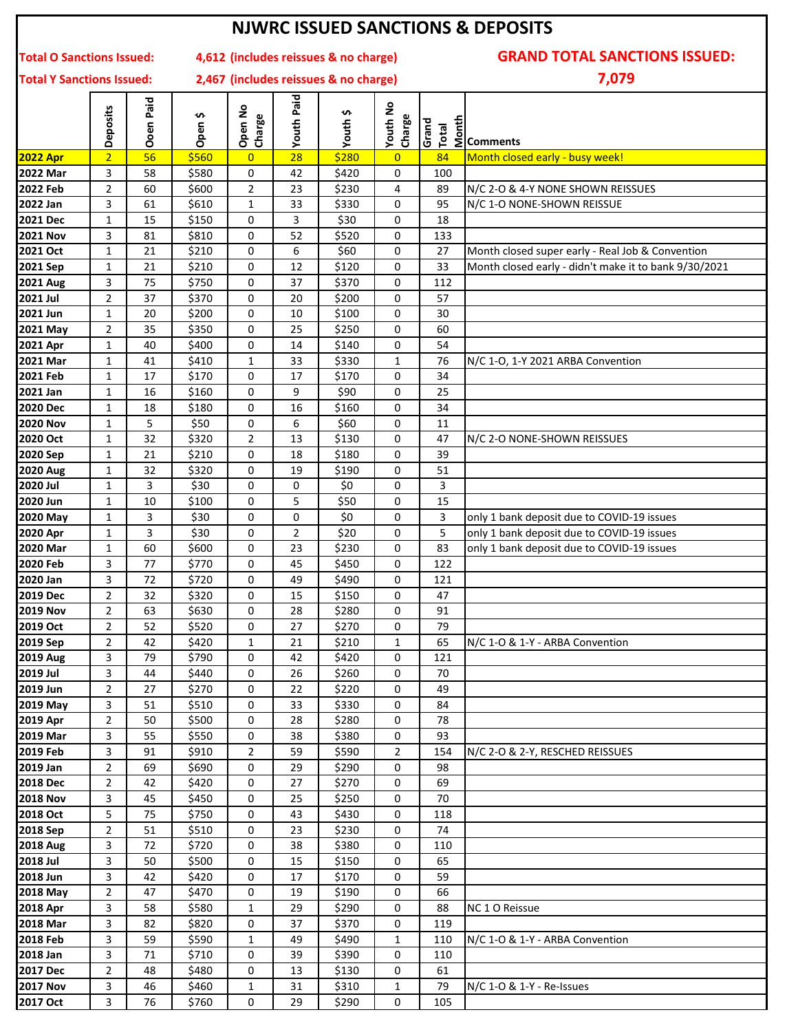# NJWRC ISSUED SANCTIONS & DEPOSITS

**Total O Sanctions Issued:** **4,612 (includes reissues & no charge)**

**Total Y Sanctions Issued:** **2,467 (includes reissues & no charge)**

**GRAND TOTAL SANCTIONS ISSUED: 7,079**

| | Deposits | Ooen Paid | Open $ | Open No Charge | Youth Paid | Youth $ | Youth No Charge | Grand Total Month | Comments |
|---|---|---|---|---|---|---|---|---|---|
| **2022 Apr** | 2 | 56 | $560 | 0 | 28 | $280 | 0 | 84 | Month closed early - busy week! |
| **2022 Mar** | 3 | 58 | $580 | 0 | 42 | $420 | 0 | 100 | |
| **2022 Feb** | 2 | 60 | $600 | 2 | 23 | $230 | 4 | 89 | N/C 2-O & 4-Y NONE SHOWN REISSUES |
| **2022 Jan** | 3 | 61 | $610 | 1 | 33 | $330 | 0 | 95 | N/C 1-O NONE-SHOWN REISSUE |
| **2021 Dec** | 1 | 15 | $150 | 0 | 3 | $30 | 0 | 18 | |
| **2021 Nov** | 3 | 81 | $810 | 0 | 52 | $520 | 0 | 133 | |
| **2021 Oct** | 1 | 21 | $210 | 0 | 6 | $60 | 0 | 27 | Month closed super early - Real Job & Convention |
| **2021 Sep** | 1 | 21 | $210 | 0 | 12 | $120 | 0 | 33 | Month closed early - didn't make it to bank 9/30/2021 |
| **2021 Aug** | 3 | 75 | $750 | 0 | 37 | $370 | 0 | 112 | |
| **2021 Jul** | 2 | 37 | $370 | 0 | 20 | $200 | 0 | 57 | |
| **2021 Jun** | 1 | 20 | $200 | 0 | 10 | $100 | 0 | 30 | |
| **2021 May** | 2 | 35 | $350 | 0 | 25 | $250 | 0 | 60 | |
| **2021 Apr** | 1 | 40 | $400 | 0 | 14 | $140 | 0 | 54 | |
| **2021 Mar** | 1 | 41 | $410 | 1 | 33 | $330 | 1 | 76 | N/C 1-O, 1-Y 2021 ARBA Convention |
| **2021 Feb** | 1 | 17 | $170 | 0 | 17 | $170 | 0 | 34 | |
| **2021 Jan** | 1 | 16 | $160 | 0 | 9 | $90 | 0 | 25 | |
| **2020 Dec** | 1 | 18 | $180 | 0 | 16 | $160 | 0 | 34 | |
| **2020 Nov** | 1 | 5 | $50 | 0 | 6 | $60 | 0 | 11 | |
| **2020 Oct** | 1 | 32 | $320 | 2 | 13 | $130 | 0 | 47 | N/C 2-O NONE-SHOWN REISSUES |
| **2020 Sep** | 1 | 21 | $210 | 0 | 18 | $180 | 0 | 39 | |
| **2020 Aug** | 1 | 32 | $320 | 0 | 19 | $190 | 0 | 51 | |
| **2020 Jul** | 1 | 3 | $30 | 0 | 0 | $0 | 0 | 3 | |
| **2020 Jun** | 1 | 10 | $100 | 0 | 5 | $50 | 0 | 15 | |
| **2020 May** | 1 | 3 | $30 | 0 | 0 | $0 | 0 | 3 | only 1 bank deposit due to COVID-19 issues |
| **2020 Apr** | 1 | 3 | $30 | 0 | 2 | $20 | 0 | 5 | only 1 bank deposit due to COVID-19 issues |
| **2020 Mar** | 1 | 60 | $600 | 0 | 23 | $230 | 0 | 83 | only 1 bank deposit due to COVID-19 issues |
| **2020 Feb** | 3 | 77 | $770 | 0 | 45 | $450 | 0 | 122 | |
| **2020 Jan** | 3 | 72 | $720 | 0 | 49 | $490 | 0 | 121 | |
| **2019 Dec** | 2 | 32 | $320 | 0 | 15 | $150 | 0 | 47 | |
| **2019 Nov** | 2 | 63 | $630 | 0 | 28 | $280 | 0 | 91 | |
| **2019 Oct** | 2 | 52 | $520 | 0 | 27 | $270 | 0 | 79 | |
| **2019 Sep** | 2 | 42 | $420 | 1 | 21 | $210 | 1 | 65 | N/C 1-O & 1-Y - ARBA Convention |
| **2019 Aug** | 3 | 79 | $790 | 0 | 42 | $420 | 0 | 121 | |
| **2019 Jul** | 3 | 44 | $440 | 0 | 26 | $260 | 0 | 70 | |
| **2019 Jun** | 2 | 27 | $270 | 0 | 22 | $220 | 0 | 49 | |
| **2019 May** | 3 | 51 | $510 | 0 | 33 | $330 | 0 | 84 | |
| **2019 Apr** | 2 | 50 | $500 | 0 | 28 | $280 | 0 | 78 | |
| **2019 Mar** | 3 | 55 | $550 | 0 | 38 | $380 | 0 | 93 | |
| **2019 Feb** | 3 | 91 | $910 | 2 | 59 | $590 | 2 | 154 | N/C 2-O & 2-Y, RESCHED REISSUES |
| **2019 Jan** | 2 | 69 | $690 | 0 | 29 | $290 | 0 | 98 | |
| **2018 Dec** | 2 | 42 | $420 | 0 | 27 | $270 | 0 | 69 | |
| **2018 Nov** | 3 | 45 | $450 | 0 | 25 | $250 | 0 | 70 | |
| **2018 Oct** | 5 | 75 | $750 | 0 | 43 | $430 | 0 | 118 | |
| **2018 Sep** | 2 | 51 | $510 | 0 | 23 | $230 | 0 | 74 | |
| **2018 Aug** | 3 | 72 | $720 | 0 | 38 | $380 | 0 | 110 | |
| **2018 Jul** | 3 | 50 | $500 | 0 | 15 | $150 | 0 | 65 | |
| **2018 Jun** | 3 | 42 | $420 | 0 | 17 | $170 | 0 | 59 | |
| **2018 May** | 2 | 47 | $470 | 0 | 19 | $190 | 0 | 66 | |
| **2018 Apr** | 3 | 58 | $580 | 1 | 29 | $290 | 0 | 88 | NC 1 O Reissue |
| **2018 Mar** | 3 | 82 | $820 | 0 | 37 | $370 | 0 | 119 | |
| **2018 Feb** | 3 | 59 | $590 | 1 | 49 | $490 | 1 | 110 | N/C 1-O & 1-Y - ARBA Convention |
| **2018 Jan** | 3 | 71 | $710 | 0 | 39 | $390 | 0 | 110 | |
| **2017 Dec** | 2 | 48 | $480 | 0 | 13 | $130 | 0 | 61 | |
| **2017 Nov** | 3 | 46 | $460 | 1 | 31 | $310 | 1 | 79 | N/C 1-O & 1-Y - Re-Issues |
| **2017 Oct** | 3 | 76 | $760 | 0 | 29 | $290 | 0 | 105 | |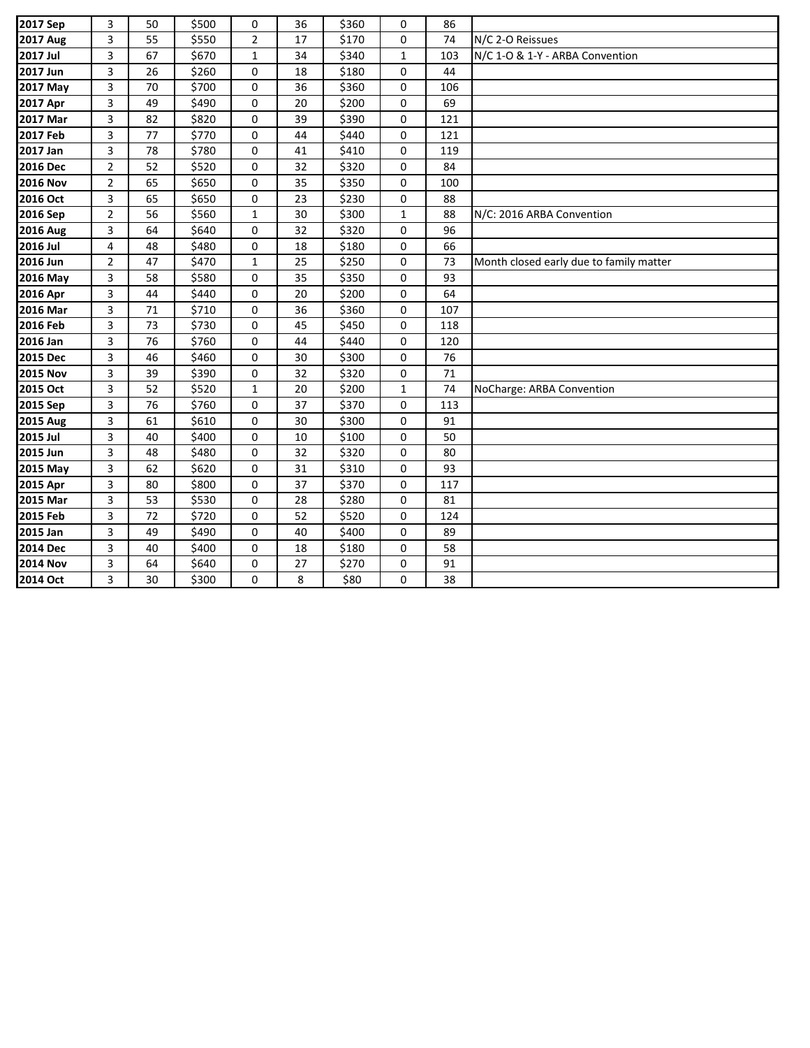| | | | | | | | | | |
|---|---|---|---|---|---|---|---|---|---|
| **2017 Sep** | 3 | 50 | $500 | 0 | 36 | $360 | 0 | 86 | |
| **2017 Aug** | 3 | 55 | $550 | 2 | 17 | $170 | 0 | 74 | N/C 2-O Reissues |
| **2017 Jul** | 3 | 67 | $670 | 1 | 34 | $340 | 1 | 103 | N/C 1-O & 1-Y - ARBA Convention |
| **2017 Jun** | 3 | 26 | $260 | 0 | 18 | $180 | 0 | 44 | |
| **2017 May** | 3 | 70 | $700 | 0 | 36 | $360 | 0 | 106 | |
| **2017 Apr** | 3 | 49 | $490 | 0 | 20 | $200 | 0 | 69 | |
| **2017 Mar** | 3 | 82 | $820 | 0 | 39 | $390 | 0 | 121 | |
| **2017 Feb** | 3 | 77 | $770 | 0 | 44 | $440 | 0 | 121 | |
| **2017 Jan** | 3 | 78 | $780 | 0 | 41 | $410 | 0 | 119 | |
| **2016 Dec** | 2 | 52 | $520 | 0 | 32 | $320 | 0 | 84 | |
| **2016 Nov** | 2 | 65 | $650 | 0 | 35 | $350 | 0 | 100 | |
| **2016 Oct** | 3 | 65 | $650 | 0 | 23 | $230 | 0 | 88 | |
| **2016 Sep** | 2 | 56 | $560 | 1 | 30 | $300 | 1 | 88 | N/C: 2016 ARBA Convention |
| **2016 Aug** | 3 | 64 | $640 | 0 | 32 | $320 | 0 | 96 | |
| **2016 Jul** | 4 | 48 | $480 | 0 | 18 | $180 | 0 | 66 | |
| **2016 Jun** | 2 | 47 | $470 | 1 | 25 | $250 | 0 | 73 | Month closed early due to family matter |
| **2016 May** | 3 | 58 | $580 | 0 | 35 | $350 | 0 | 93 | |
| **2016 Apr** | 3 | 44 | $440 | 0 | 20 | $200 | 0 | 64 | |
| **2016 Mar** | 3 | 71 | $710 | 0 | 36 | $360 | 0 | 107 | |
| **2016 Feb** | 3 | 73 | $730 | 0 | 45 | $450 | 0 | 118 | |
| **2016 Jan** | 3 | 76 | $760 | 0 | 44 | $440 | 0 | 120 | |
| **2015 Dec** | 3 | 46 | $460 | 0 | 30 | $300 | 0 | 76 | |
| **2015 Nov** | 3 | 39 | $390 | 0 | 32 | $320 | 0 | 71 | |
| **2015 Oct** | 3 | 52 | $520 | 1 | 20 | $200 | 1 | 74 | NoCharge: ARBA Convention |
| **2015 Sep** | 3 | 76 | $760 | 0 | 37 | $370 | 0 | 113 | |
| **2015 Aug** | 3 | 61 | $610 | 0 | 30 | $300 | 0 | 91 | |
| **2015 Jul** | 3 | 40 | $400 | 0 | 10 | $100 | 0 | 50 | |
| **2015 Jun** | 3 | 48 | $480 | 0 | 32 | $320 | 0 | 80 | |
| **2015 May** | 3 | 62 | $620 | 0 | 31 | $310 | 0 | 93 | |
| **2015 Apr** | 3 | 80 | $800 | 0 | 37 | $370 | 0 | 117 | |
| **2015 Mar** | 3 | 53 | $530 | 0 | 28 | $280 | 0 | 81 | |
| **2015 Feb** | 3 | 72 | $720 | 0 | 52 | $520 | 0 | 124 | |
| **2015 Jan** | 3 | 49 | $490 | 0 | 40 | $400 | 0 | 89 | |
| **2014 Dec** | 3 | 40 | $400 | 0 | 18 | $180 | 0 | 58 | |
| **2014 Nov** | 3 | 64 | $640 | 0 | 27 | $270 | 0 | 91 | |
| **2014 Oct** | 3 | 30 | $300 | 0 | 8 | $80 | 0 | 38 | |